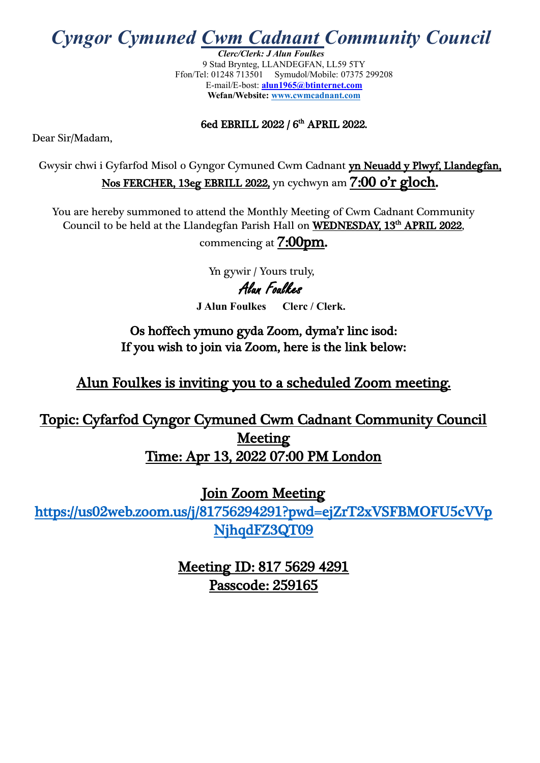# *Cyngor Cymuned Cwm Cadnant Community Council*

***Clerc/Clerk: J Alun Foulkes***
9 Stad Brynteg, LLANDEGFAN, LL59 5TY
Ffon/Tel: 01248 713501 Symudol/Mobile: 07375 299208
E-mail/E-bost: **alun1965@btinternet.com**
**Wefan/Website: www.cwmcadnant.com**

**6ed EBRILL 2022 / 6th APRIL 2022.**

Dear Sir/Madam,

Gwysir chwi i Gyfarfod Misol o Gyngor Cymuned Cwm Cadnant **yn Neuadd y Plwyf, Llandegfan, Nos FERCHER, 13eg EBRILL 2022,** yn cychwyn am **7:00 o'r gloch.**

You are hereby summoned to attend the Monthly Meeting of Cwm Cadnant Community Council to be held at the Llandegfan Parish Hall on **WEDNESDAY, 13th APRIL 2022**, commencing at **7:00pm.**

Yn gywir / Yours truly,

*Alun Foulkes*

**J Alun Foulkes Clerc / Clerk.**

**Os hoffech ymuno gyda Zoom, dyma'r linc isod:**
**If you wish to join via Zoom, here is the link below:**

**Alun Foulkes is inviting you to a scheduled Zoom meeting.**

**Topic: Cyfarfod Cyngor Cymuned Cwm Cadnant Community Council Meeting**
**Time: Apr 13, 2022 07:00 PM London**

**Join Zoom Meeting**
https://us02web.zoom.us/j/81756294291?pwd=ejZrT2xVSFBMOFU5cVVpNjhqdFZ3QT09

**Meeting ID: 817 5629 4291**
**Passcode: 259165**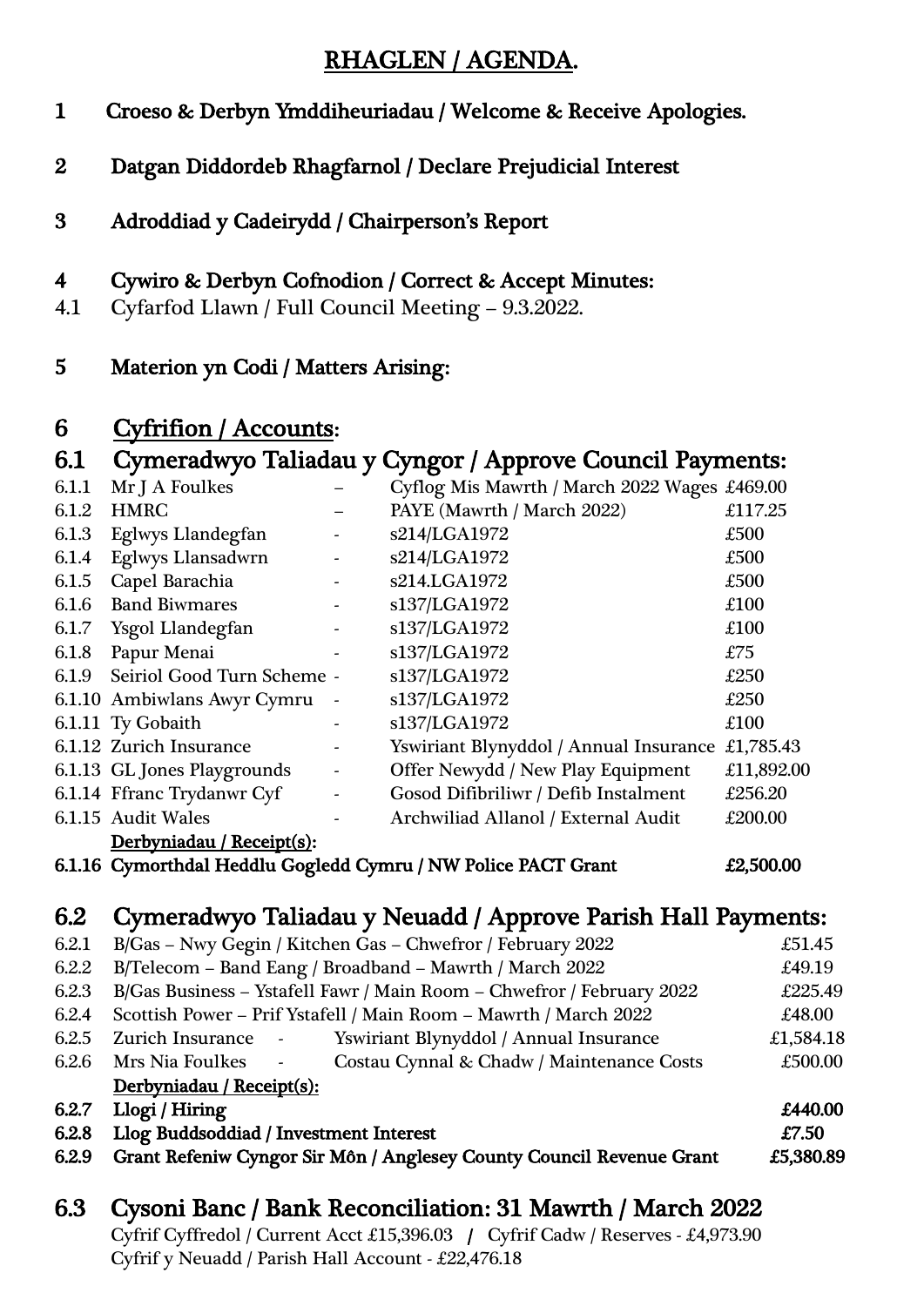## RHAGLEN / AGENDA.

**1 Croeso & Derbyn Ymddiheuriadau / Welcome & Receive Apologies.**

**2 Datgan Diddordeb Rhagfarnol / Declare Prejudicial Interest**

**3 Adroddiad y Cadeirydd / Chairperson's Report**

**4 Cywiro & Derbyn Cofnodion / Correct & Accept Minutes:**

4.1 Cyfarfod Llawn / Full Council Meeting – 9.3.2022.

**5 Materion yn Codi / Matters Arising:**

## 6 Cyfrifion / Accounts:

### 6.1 Cymeradwyo Taliadau y Cyngor / Approve Council Payments:

| | | | | |
|---|---|---|---|---|
| 6.1.1 | Mr J A Foulkes | – | Cyflog Mis Mawrth / March 2022 Wages | £469.00 |
| 6.1.2 | HMRC | – | PAYE (Mawrth / March 2022) | £117.25 |
| 6.1.3 | Eglwys Llandegfan | - | s214/LGA1972 | £500 |
| 6.1.4 | Eglwys Llansadwrn | - | s214/LGA1972 | £500 |
| 6.1.5 | Capel Barachia | - | s214.LGA1972 | £500 |
| 6.1.6 | Band Biwmares | - | s137/LGA1972 | £100 |
| 6.1.7 | Ysgol Llandegfan | - | s137/LGA1972 | £100 |
| 6.1.8 | Papur Menai | - | s137/LGA1972 | £75 |
| 6.1.9 | Seiriol Good Turn Scheme | - | s137/LGA1972 | £250 |
| 6.1.10 | Ambiwlans Awyr Cymru | - | s137/LGA1972 | £250 |
| 6.1.11 | Ty Gobaith | - | s137/LGA1972 | £100 |
| 6.1.12 | Zurich Insurance | - | Yswiriant Blynyddol / Annual Insurance | £1,785.43 |
| 6.1.13 | GL Jones Playgrounds | - | Offer Newydd / New Play Equipment | £11,892.00 |
| 6.1.14 | Ffranc Trydanwr Cyf | - | Gosod Difibriliwr / Defib Instalment | £256.20 |
| 6.1.15 | Audit Wales | - | Archwiliad Allanol / External Audit | £200.00 |
| | <u>**Derbyniadau / Receipt(s):**</u> | | | |
| **6.1.16** | **Cymorthdal Heddlu Gogledd Cymru / NW Police PACT Grant** | | | **£2,500.00** |

### 6.2 Cymeradwyo Taliadau y Neuadd / Approve Parish Hall Payments:

| | | |
|---|---|---|
| 6.2.1 | B/Gas – Nwy Gegin / Kitchen Gas – Chwefror / February 2022 | £51.45 |
| 6.2.2 | B/Telecom – Band Eang / Broadband – Mawrth / March 2022 | £49.19 |
| 6.2.3 | B/Gas Business – Ystafell Fawr / Main Room – Chwefror / February 2022 | £225.49 |
| 6.2.4 | Scottish Power – Prif Ystafell / Main Room – Mawrth / March 2022 | £48.00 |
| 6.2.5 | Zurich Insurance - Yswiriant Blynyddol / Annual Insurance | £1,584.18 |
| 6.2.6 | Mrs Nia Foulkes - Costau Cynnal & Chadw / Maintenance Costs | £500.00 |
| | <u>**Derbyniadau / Receipt(s):**</u> | |
| **6.2.7** | **Llogi / Hiring** | **£440.00** |
| **6.2.8** | **Llog Buddsoddiad / Investment Interest** | **£7.50** |
| **6.2.9** | **Grant Refeniw Cyngor Sir Môn / Anglesey County Council Revenue Grant** | **£5,380.89** |

### 6.3 Cysoni Banc / Bank Reconciliation: 31 Mawrth / March 2022

Cyfrif Cyffredol / Current Acct £15,396.03 / Cyfrif Cadw / Reserves - £4,973.90
Cyfrif y Neuadd / Parish Hall Account - £22,476.18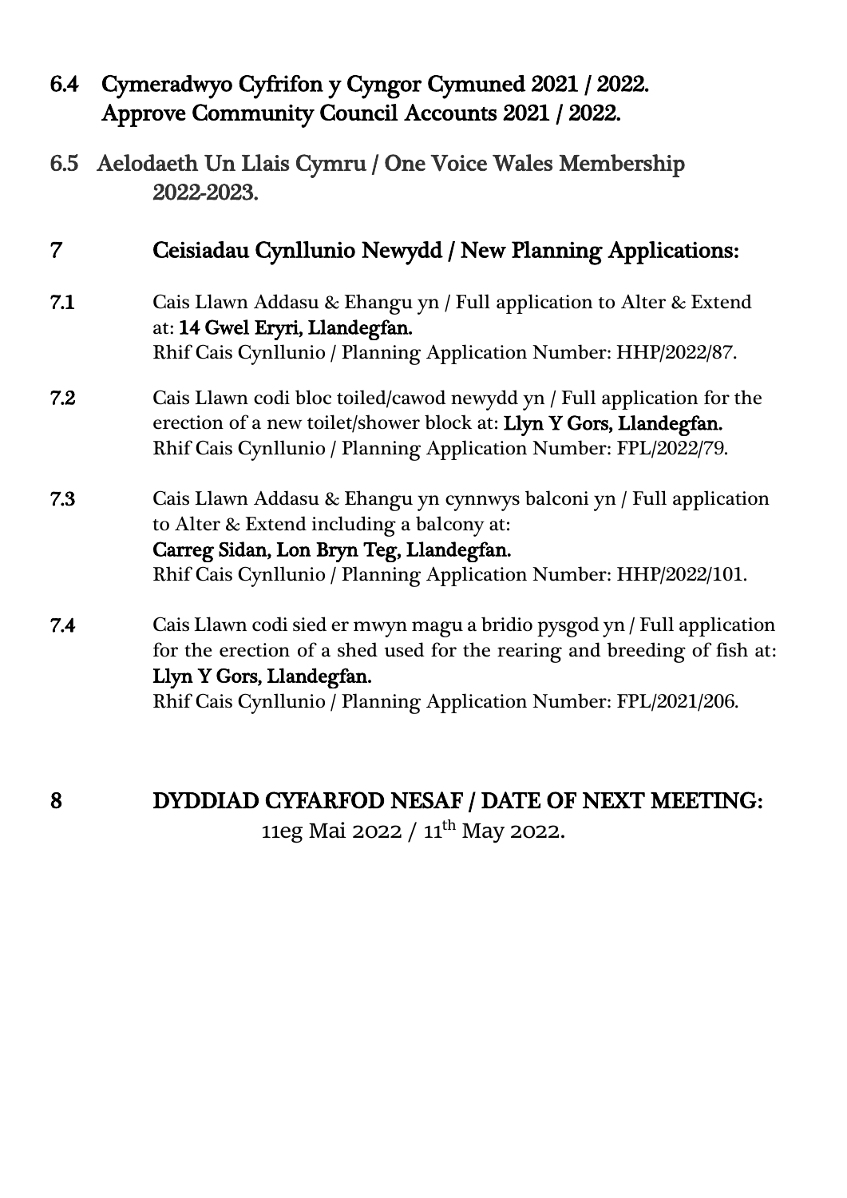6.4 Cymeradwyo Cyfrifon y Cyngor Cymuned 2021 / 2022.
Approve Community Council Accounts 2021 / 2022.

6.5 Aelodaeth Un Llais Cymru / One Voice Wales Membership 2022-2023.

## 7 Ceisiadau Cynllunio Newydd / New Planning Applications:

**7.1** Cais Llawn Addasu & Ehangu yn / Full application to Alter & Extend at: **14 Gwel Eryri, Llandegfan.**
Rhif Cais Cynllunio / Planning Application Number: HHP/2022/87.

**7.2** Cais Llawn codi bloc toiled/cawod newydd yn / Full application for the erection of a new toilet/shower block at: **Llyn Y Gors, Llandegfan.**
Rhif Cais Cynllunio / Planning Application Number: FPL/2022/79.

**7.3** Cais Llawn Addasu & Ehangu yn cynnwys balconi yn / Full application to Alter & Extend including a balcony at:
**Carreg Sidan, Lon Bryn Teg, Llandegfan.**
Rhif Cais Cynllunio / Planning Application Number: HHP/2022/101.

**7.4** Cais Llawn codi sied er mwyn magu a bridio pysgod yn / Full application for the erection of a shed used for the rearing and breeding of fish at:
**Llyn Y Gors, Llandegfan.**
Rhif Cais Cynllunio / Planning Application Number: FPL/2021/206.

## 8 DYDDIAD CYFARFOD NESAF / DATE OF NEXT MEETING:

11eg Mai 2022 / 11th May 2022.